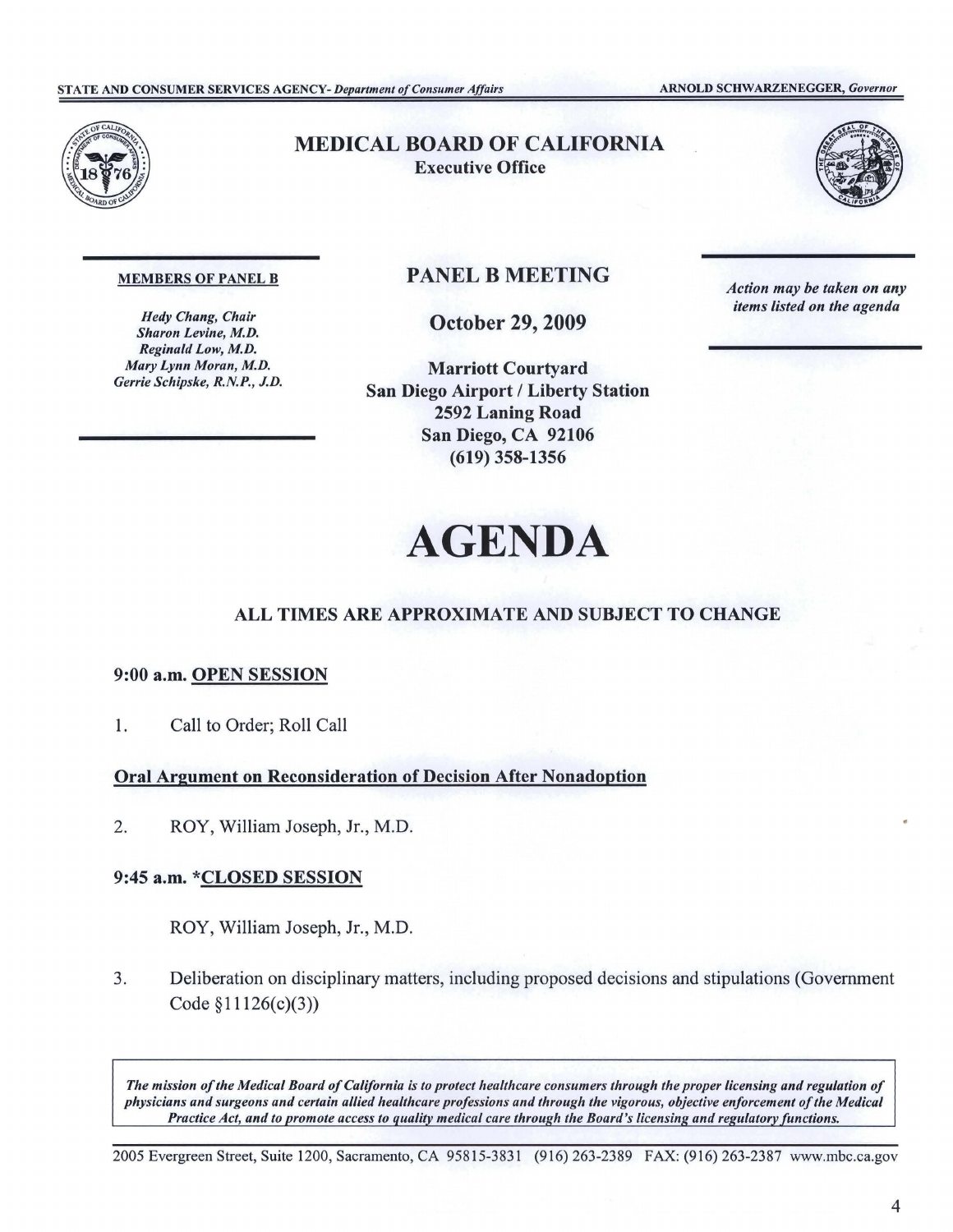STATE AND CONSUMER SERVICES AGENCY- *Department of Consumer Affairs* ARNOLD SCHWARZENEGGER, *Governor*

# MEDICAL BOARD OF CALIFORNIA

**Executive Office**

**MEMBERS OF PANEL B**

*Hedy Chang, Chair*
*Sharon Levine, M.D.*
*Reginald Low, M.D.*
*Mary Lynn Moran, M.D.*
*Gerrie Schipske, R.N.P., J.D.*

## PANEL B MEETING

**October 29, 2009**

**Marriott Courtyard**
**San Diego Airport / Liberty Station**
**2592 Laning Road**
**San Diego, CA 92106**
**(619) 358-1356**

*Action may be taken on any items listed on the agenda*

# AGENDA

### ALL TIMES ARE APPROXIMATE AND SUBJECT TO CHANGE

**9:00 a.m. OPEN SESSION**

1. Call to Order; Roll Call

**Oral Argument on Reconsideration of Decision After Nonadoption**

2. ROY, William Joseph, Jr., M.D.

**9:45 a.m. *CLOSED SESSION**

ROY, William Joseph, Jr., M.D.

3. Deliberation on disciplinary matters, including proposed decisions and stipulations (Government Code §11126(c)(3))

*The mission of the Medical Board of California is to protect healthcare consumers through the proper licensing and regulation of physicians and surgeons and certain allied healthcare professions and through the vigorous, objective enforcement of the Medical Practice Act, and to promote access to quality medical care through the Board's licensing and regulatory functions.*

2005 Evergreen Street, Suite 1200, Sacramento, CA 95815-3831 (916) 263-2389 FAX: (916) 263-2387 www.mbc.ca.gov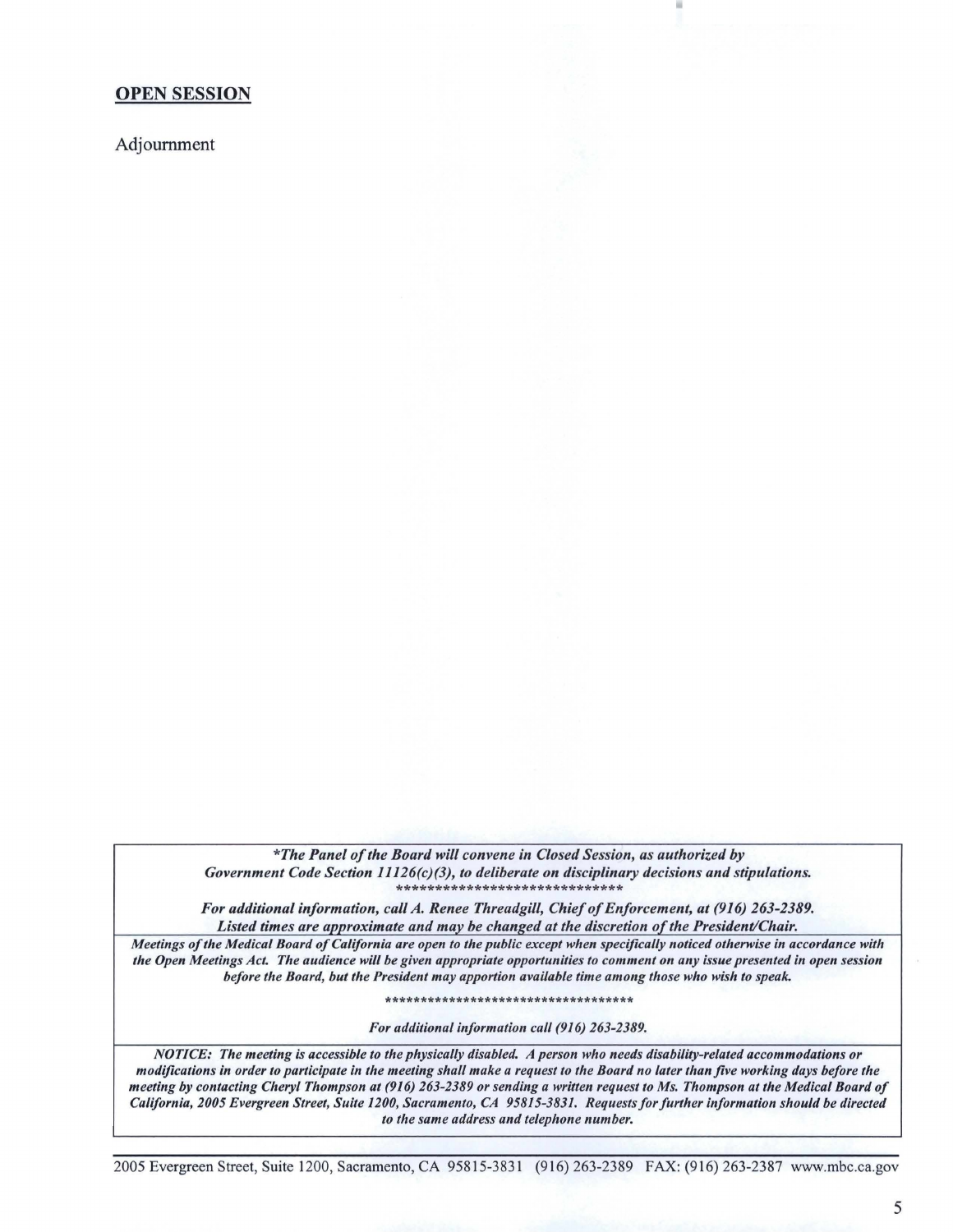## OPEN SESSION

Adjournment

*\*The Panel of the Board will convene in Closed Session, as authorized by Government Code Section 11126(c)(3), to deliberate on disciplinary decisions and stipulations.*

*\*\*\*\*\*\*\*\*\*\*\*\*\*\*\*\*\*\*\*\*\*\*\*\*\*\*\*\*\*\*\**

*For additional information, call A. Renee Threadgill, Chief of Enforcement, at (916) 263-2389.*
*Listed times are approximate and may be changed at the discretion of the President/Chair.*

*Meetings of the Medical Board of California are open to the public except when specifically noticed otherwise in accordance with the Open Meetings Act. The audience will be given appropriate opportunities to comment on any issue presented in open session before the Board, but the President may apportion available time among those who wish to speak.*

*\*\*\*\*\*\*\*\*\*\*\*\*\*\*\*\*\*\*\*\*\*\*\*\*\*\*\*\*\*\*\*\*\*\*\*\*\**

*For additional information call (916) 263-2389.*

*NOTICE: The meeting is accessible to the physically disabled. A person who needs disability-related accommodations or modifications in order to participate in the meeting shall make a request to the Board no later than five working days before the meeting by contacting Cheryl Thompson at (916) 263-2389 or sending a written request to Ms. Thompson at the Medical Board of California, 2005 Evergreen Street, Suite 1200, Sacramento, CA 95815-3831. Requests for further information should be directed to the same address and telephone number.*

2005 Evergreen Street, Suite 1200, Sacramento, CA 95815-3831 (916) 263-2389 FAX: (916) 263-2387 www.mbc.ca.gov